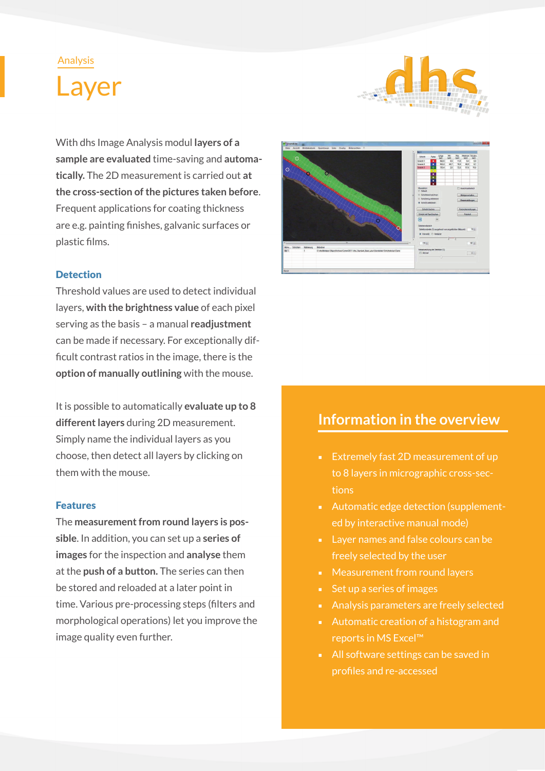Analysis

# Layer

With dhs Image Analysis modul **layers of a sample are evaluated** time-saving and **automatically.** The 2D measurement is carried out **at the cross-section of the pictures taken before**. Frequent applications for coating thickness are e.g. painting finishes, galvanic surfaces or plastic films.

### Detection

Threshold values are used to detect individual layers, **with the brightness value** of each pixel serving as the basis – a manual **readjustment** can be made if necessary. For exceptionally difficult contrast ratios in the image, there is the **option of manually outlining** with the mouse.

It is possible to automatically **evaluate up to 8 different layers** during 2D measurement. Simply name the individual layers as you choose, then detect all layers by clicking on them with the mouse.

### Features

The **measurement from round layers is possible**. In addition, you can set up a **series of images** for the inspection and **analyse** them at the **push of a button.** The series can then be stored and reloaded at a later point in time. Various pre-processing steps (filters and morphological operations) let you improve the image quality even further.

## Information in the overview

- Extremely fast 2D measurement of up to 8 layers in micrographic cross-sections
- Automatic edge detection (supplemented by interactive manual mode)
- Layer names and false colours can be freely selected by the user
- Measurement from round layers
- Set up a series of images
- Analysis parameters are freely selected
- Automatic creation of a histogram and reports in MS Excel™
- All software settings can be saved in profiles and re-accessed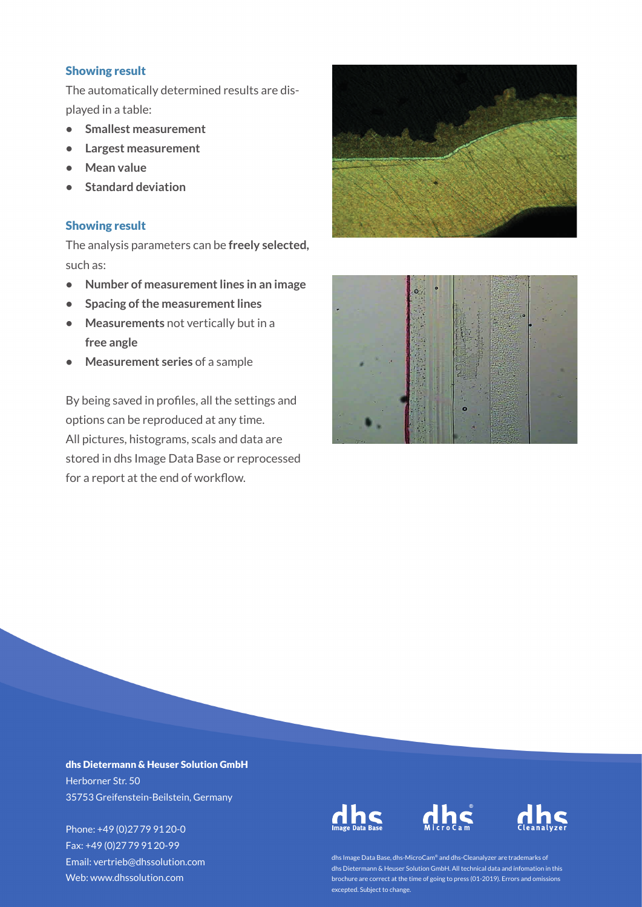### Showing result

The automatically determined results are displayed in a table:

- **Smallest measurement**
- **Largest measurement**
- **Mean value**
- **Standard deviation**

### Showing result

The analysis parameters can be **freely selected,** such as:

- **Number of measurement lines in an image**
- **Spacing of the measurement lines**
- **Measurements** not vertically but in a **free angle**
- **Measurement series** of a sample

By being saved in profiles, all the settings and options can be reproduced at any time. All pictures, histograms, scals and data are stored in dhs Image Data Base or reprocessed for a report at the end of workflow.

**dhs Dietermann & Heuser Solution GmbH**
Herborner Str. 50
35753 Greifenstein-Beilstein, Germany

Phone: +49 (0)27 79 91 20-0
Fax: +49 (0)27 79 91 20-99
Email: vertrieb@dhssolution.com
Web: www.dhssolution.com

dhs Image Data Base | dhs MicroCam® | dhs Cleanalyzer

dhs Image Data Base, dhs-MicroCam® and dhs-Cleanalyzer are trademarks of dhs Dietermann & Heuser Solution GmbH. All technical data and infomation in this brochure are correct at the time of going to press (01-2019). Errors and omissions excepted. Subject to change.